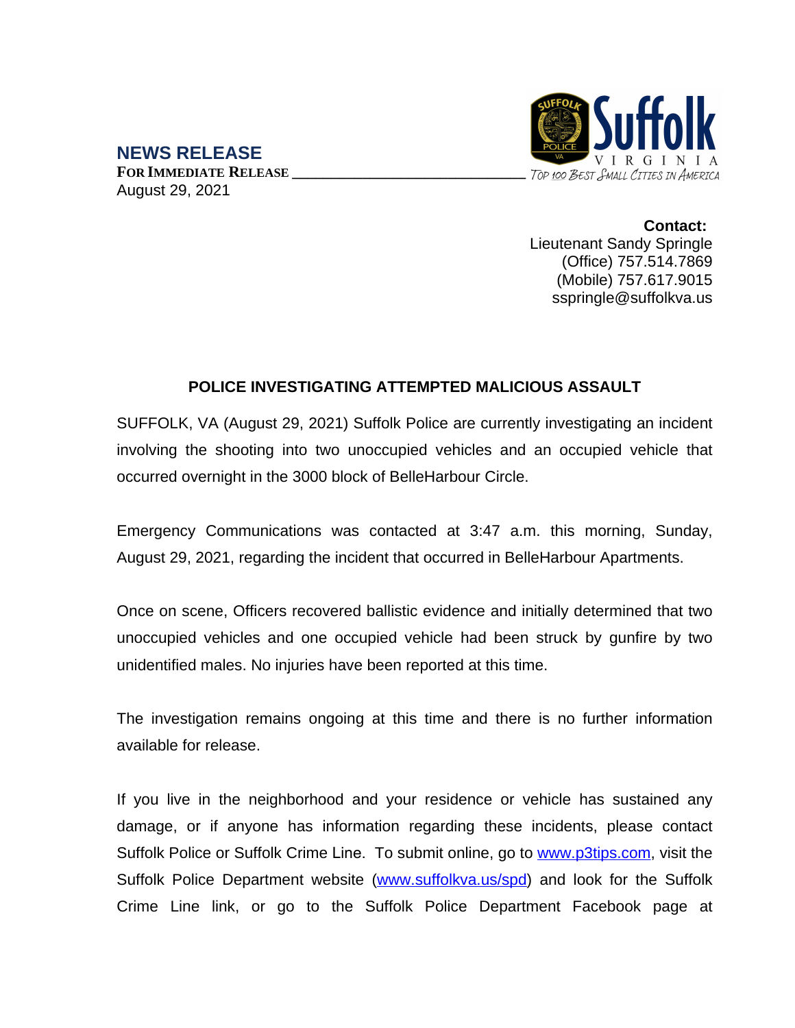## NEWS RELEASE

**FOR IMMEDIATE RELEASE**

August 29, 2021

Suffolk VIRGINIA Top 100 Best Small Cities in America

**Contact:**
Lieutenant Sandy Springle
(Office) 757.514.7869
(Mobile) 757.617.9015
sspringle@suffolkva.us

### POLICE INVESTIGATING ATTEMPTED MALICIOUS ASSAULT

SUFFOLK, VA (August 29, 2021) Suffolk Police are currently investigating an incident involving the shooting into two unoccupied vehicles and an occupied vehicle that occurred overnight in the 3000 block of BelleHarbour Circle.

Emergency Communications was contacted at 3:47 a.m. this morning, Sunday, August 29, 2021, regarding the incident that occurred in BelleHarbour Apartments.

Once on scene, Officers recovered ballistic evidence and initially determined that two unoccupied vehicles and one occupied vehicle had been struck by gunfire by two unidentified males. No injuries have been reported at this time.

The investigation remains ongoing at this time and there is no further information available for release.

If you live in the neighborhood and your residence or vehicle has sustained any damage, or if anyone has information regarding these incidents, please contact Suffolk Police or Suffolk Crime Line. To submit online, go to www.p3tips.com, visit the Suffolk Police Department website (www.suffolkva.us/spd) and look for the Suffolk Crime Line link, or go to the Suffolk Police Department Facebook page at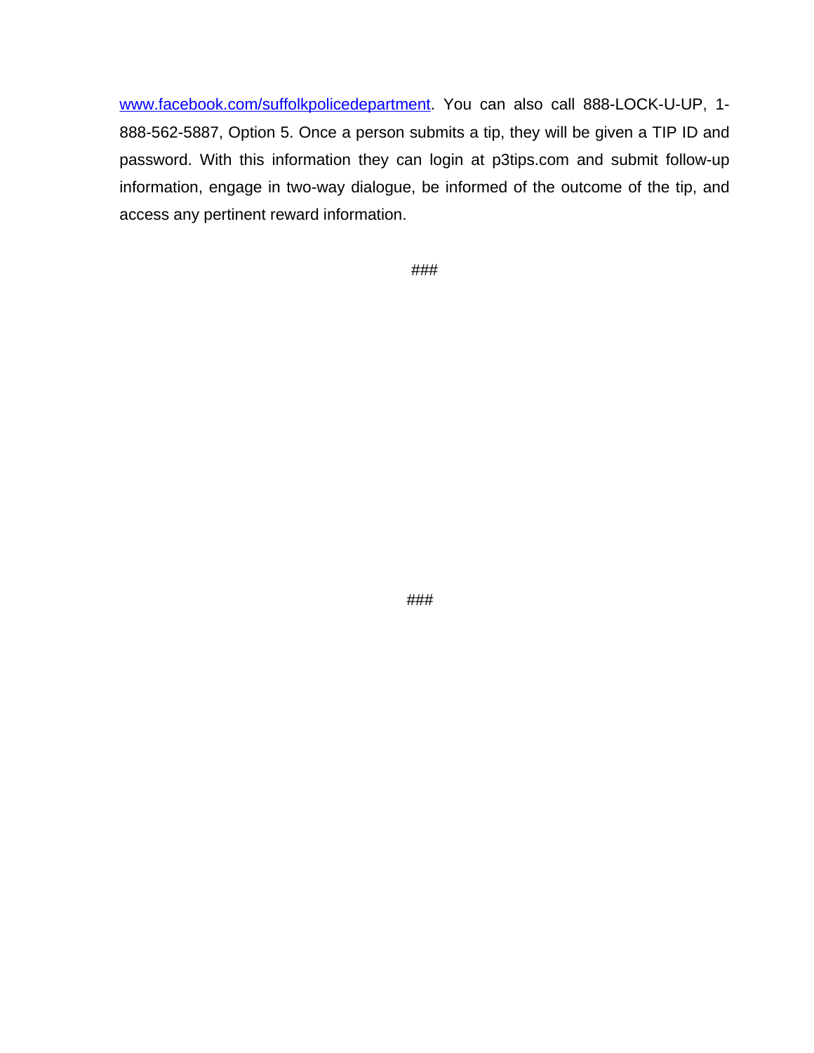www.facebook.com/suffolkpolicedepartment. You can also call 888-LOCK-U-UP, 1-888-562-5887, Option 5. Once a person submits a tip, they will be given a TIP ID and password. With this information they can login at p3tips.com and submit follow-up information, engage in two-way dialogue, be informed of the outcome of the tip, and access any pertinent reward information.

###

###